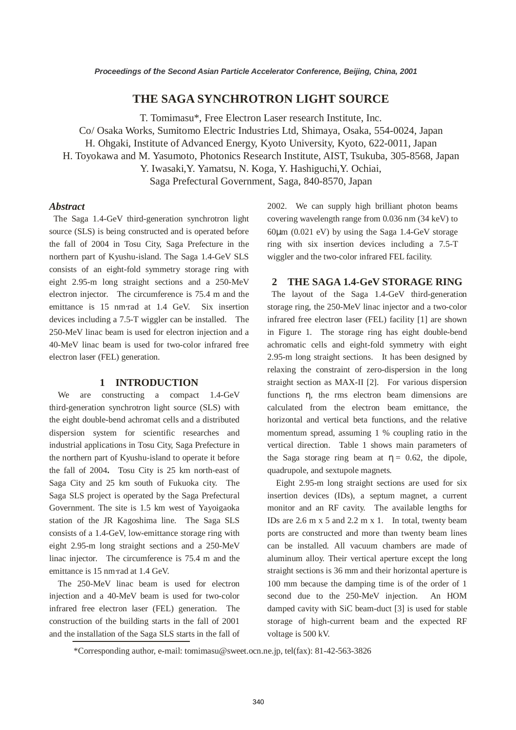# THE SAGA SYNCHROTRON LIGHT SOURCE

T. Tomimasu*, Free Electron Laser research Institute, Inc.
Co/ Osaka Works, Sumitomo Electric Industries Ltd, Shimaya, Osaka, 554-0024, Japan
H. Ohgaki, Institute of Advanced Energy, Kyoto University, Kyoto, 622-0011, Japan
H. Toyokawa and M. Yasumoto, Photonics Research Institute, AIST, Tsukuba, 305-8568, Japan
Y. Iwasaki, Y. Yamatsu, N. Koga, Y. Hashiguchi, Y. Ochiai,
Saga Prefectural Government, Saga, 840-8570, Japan

### *Abstract*

The Saga 1.4-GeV third-generation synchrotron light source (SLS) is being constructed and is operated before the fall of 2004 in Tosu City, Saga Prefecture in the northern part of Kyushu-island. The Saga 1.4-GeV SLS consists of an eight-fold symmetry storage ring with eight 2.95-m long straight sections and a 250-MeV electron injector. The circumference is 75.4 m and the emittance is 15 nm·rad at 1.4 GeV. Six insertion devices including a 7.5-T wiggler can be installed. The 250-MeV linac beam is used for electron injection and a 40-MeV linac beam is used for two-color infrared free electron laser (FEL) generation.

## 1 INTRODUCTION

We are constructing a compact 1.4-GeV third-generation synchrotron light source (SLS) with the eight double-bend achromat cells and a distributed dispersion system for scientific researches and industrial applications in Tosu City, Saga Prefecture in the northern part of Kyushu-island to operate it before the fall of 2004**.** Tosu City is 25 km north-east of Saga City and 25 km south of Fukuoka city. The Saga SLS project is operated by the Saga Prefectural Government. The site is 1.5 km west of Yayoigaoka station of the JR Kagoshima line. The Saga SLS consists of a 1.4-GeV, low-emittance storage ring with eight 2.95-m long straight sections and a 250-MeV linac injector. The circumference is 75.4 m and the emittance is 15 nm·rad at 1.4 GeV.

The 250-MeV linac beam is used for electron injection and a 40-MeV beam is used for two-color infrared free electron laser (FEL) generation. The construction of the building starts in the fall of 2001 and the installation of the Saga SLS starts in the fall of 2002. We can supply high brilliant photon beams covering wavelength range from 0.036 nm (34 keV) to 60μm (0.021 eV) by using the Saga 1.4-GeV storage ring with six insertion devices including a 7.5-T wiggler and the two-color infrared FEL facility.

## 2 THE SAGA 1.4-GeV STORAGE RING

The layout of the Saga 1.4-GeV third-generation storage ring, the 250-MeV linac injector and a two-color infrared free electron laser (FEL) facility [1] are shown in Figure 1. The storage ring has eight double-bend achromatic cells and eight-fold symmetry with eight 2.95-m long straight sections. It has been designed by relaxing the constraint of zero-dispersion in the long straight section as MAX-II [2]. For various dispersion functions $\eta$, the rms electron beam dimensions are calculated from the electron beam emittance, the horizontal and vertical beta functions, and the relative momentum spread, assuming 1 % coupling ratio in the vertical direction. Table 1 shows main parameters of the Saga storage ring beam at $\eta = 0.62$, the dipole, quadrupole, and sextupole magnets.

Eight 2.95-m long straight sections are used for six insertion devices (IDs), a septum magnet, a current monitor and an RF cavity. The available lengths for IDs are 2.6 m x 5 and 2.2 m x 1. In total, twenty beam ports are constructed and more than twenty beam lines can be installed. All vacuum chambers are made of aluminum alloy. Their vertical aperture except the long straight sections is 36 mm and their horizontal aperture is 100 mm because the damping time is of the order of 1 second due to the 250-MeV injection. An HOM damped cavity with SiC beam-duct [3] is used for stable storage of high-current beam and the expected RF voltage is 500 kV.

*Corresponding author, e-mail: tomimasu@sweet.ocn.ne.jp, tel(fax): 81-42-563-3826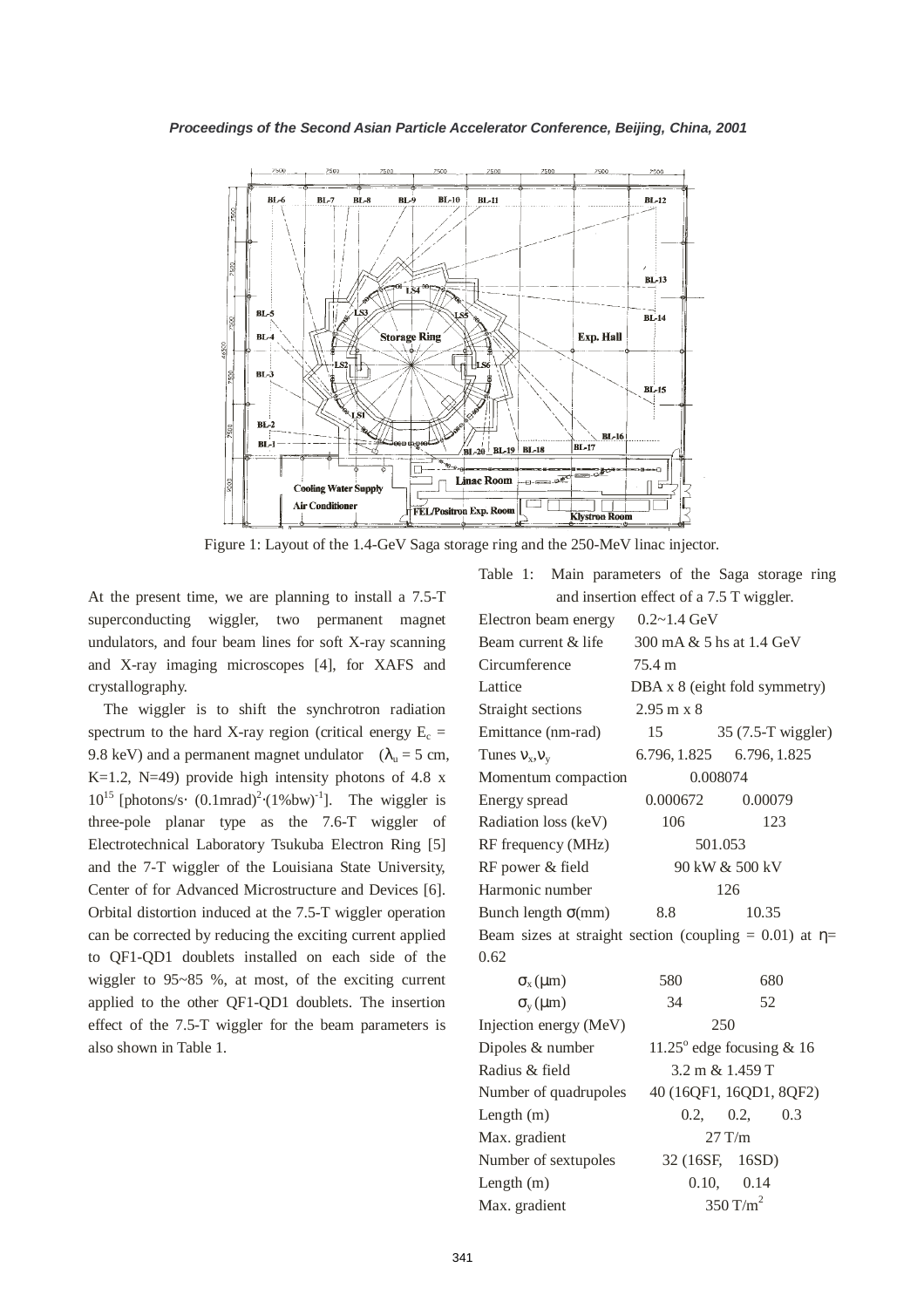Figure 1: Layout of the 1.4-GeV Saga storage ring and the 250-MeV linac injector.

At the present time, we are planning to install a 7.5-T superconducting wiggler, two permanent magnet undulators, and four beam lines for soft X-ray scanning and X-ray imaging microscopes [4], for XAFS and crystallography.

The wiggler is to shift the synchrotron radiation spectrum to the hard X-ray region (critical energy $E_c$ = 9.8 keV) and a permanent magnet undulator ($\lambda_u$ = 5 cm, K=1.2, N=49) provide high intensity photons of 4.8 x $10^{15}$ [photons/s$\cdot$ $(0.1\text{mrad})^2\cdot(1\%\text{bw})^{-1}$]. The wiggler is three-pole planar type as the 7.6-T wiggler of Electrotechnical Laboratory Tsukuba Electron Ring [5] and the 7-T wiggler of the Louisiana State University, Center of for Advanced Microstructure and Devices [6]. Orbital distortion induced at the 7.5-T wiggler operation can be corrected by reducing the exciting current applied to QF1-QD1 doublets installed on each side of the wiggler to 95~85 %, at most, of the exciting current applied to the other QF1-QD1 doublets. The insertion effect of the 7.5-T wiggler for the beam parameters is also shown in Table 1.

Table 1: Main parameters of the Saga storage ring and insertion effect of a 7.5 T wiggler.

| Parameter | Value | 7.5-T wiggler |
|---|---|---|
| Electron beam energy | 0.2~1.4 GeV | |
| Beam current & life | 300 mA & 5 hs at 1.4 GeV | |
| Circumference | 75.4 m | |
| Lattice | DBA x 8 (eight fold symmetry) | |
| Straight sections | 2.95 m x 8 | |
| Emittance (nm-rad) | 15 | 35 (7.5-T wiggler) |
| Tunes $\nu_x, \nu_y$ | 6.796, 1.825 | 6.796, 1.825 |
| Momentum compaction | 0.008074 | |
| Energy spread | 0.000672 | 0.00079 |
| Radiation loss (keV) | 106 | 123 |
| RF frequency (MHz) | 501.053 | |
| RF power & field | 90 kW & 500 kV | |
| Harmonic number | 126 | |
| Bunch length $\sigma$(mm) | 8.8 | 10.35 |
| Beam sizes at straight section (coupling = 0.01) at $\eta$= 0.62 | | |
| $\sigma_x$ ($\mu$m) | 580 | 680 |
| $\sigma_y$ ($\mu$m) | 34 | 52 |
| Injection energy (MeV) | 250 | |
| Dipoles & number | 11.25° edge focusing & 16 | |
| Radius & field | 3.2 m & 1.459 T | |
| Number of quadrupoles | 40 (16QF1, 16QD1, 8QF2) | |
| Length (m) | 0.2, 0.2, 0.3 | |
| Max. gradient | 27 T/m | |
| Number of sextupoles | 32 (16SF, 16SD) | |
| Length (m) | 0.10, 0.14 | |
| Max. gradient | 350 T/m$^2$ | |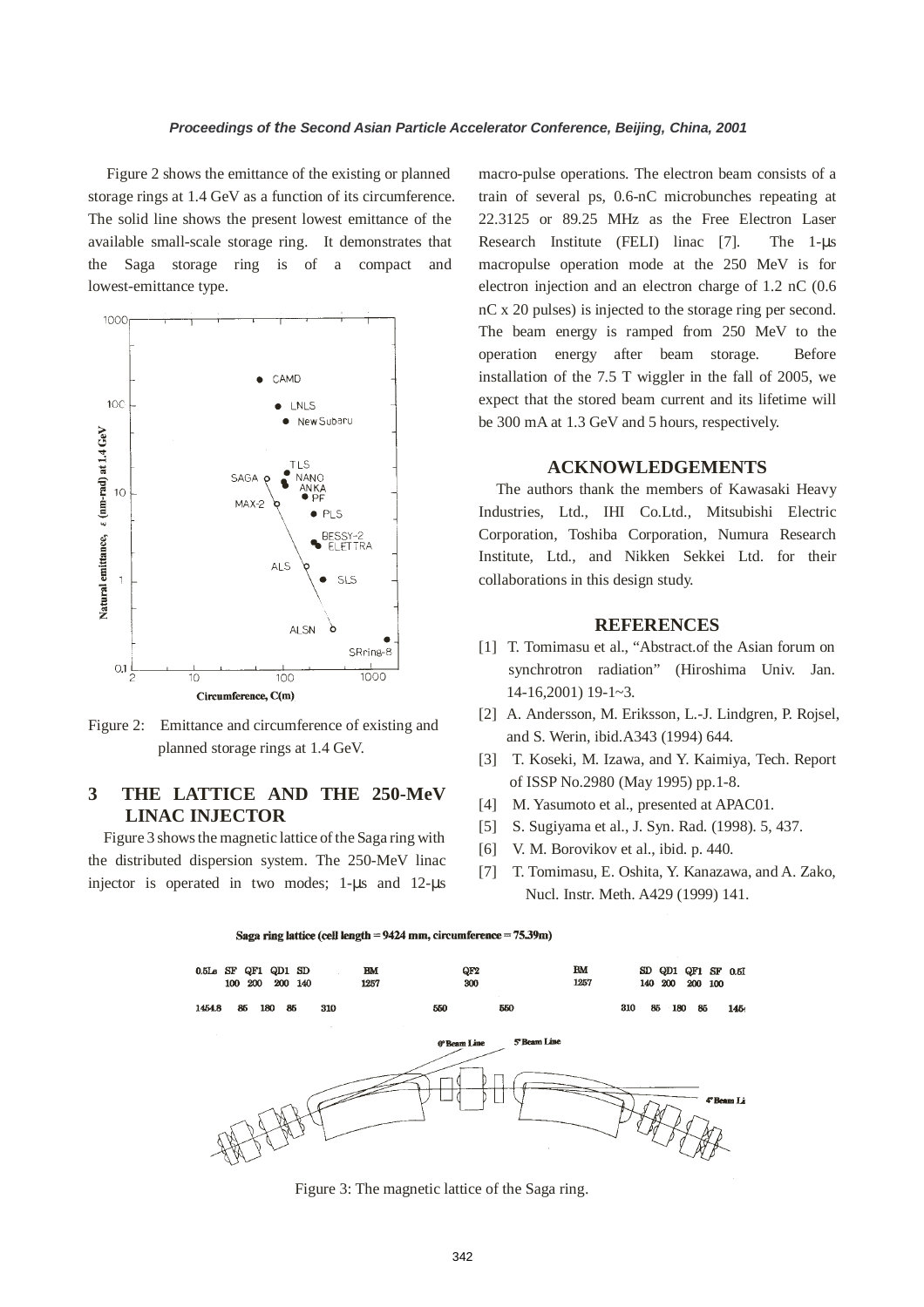Figure 2 shows the emittance of the existing or planned storage rings at 1.4 GeV as a function of its circumference. The solid line shows the present lowest emittance of the available small-scale storage ring. It demonstrates that the Saga storage ring is of a compact and lowest-emittance type.

1000
100
10
1
0.1
2
10
100
1000
Natural emittance, ε (nm-rad) at 1.4 GeV
Circumference, C(m)
CAMD
LNLS
New Subaru
TLS
SAGA
NANO
ANKA
PF
MAX-2
PLS
BESSY-2
ELETTRA
ALS
SLS
ALSN
SRring-8

Figure 2: Emittance and circumference of existing and planned storage rings at 1.4 GeV.

## 3 THE LATTICE AND THE 250-MeV LINAC INJECTOR

Figure 3 shows the magnetic lattice of the Saga ring with the distributed dispersion system. The 250-MeV linac injector is operated in two modes; 1-μs and 12-μs macro-pulse operations. The electron beam consists of a train of several ps, 0.6-nC microbunches repeating at 22.3125 or 89.25 MHz as the Free Electron Laser Research Institute (FELI) linac [7]. The 1-μs macropulse operation mode at the 250 MeV is for electron injection and an electron charge of 1.2 nC (0.6 nC x 20 pulses) is injected to the storage ring per second. The beam energy is ramped from 250 MeV to the operation energy after beam storage. Before installation of the 7.5 T wiggler in the fall of 2005, we expect that the stored beam current and its lifetime will be 300 mA at 1.3 GeV and 5 hours, respectively.

## ACKNOWLEDGEMENTS

The authors thank the members of Kawasaki Heavy Industries, Ltd., IHI Co.Ltd., Mitsubishi Electric Corporation, Toshiba Corporation, Numura Research Institute, Ltd., and Nikken Sekkei Ltd. for their collaborations in this design study.

## REFERENCES

[1] T. Tomimasu et al., "Abstract.of the Asian forum on synchrotron radiation" (Hiroshima Univ. Jan. 14-16,2001) 19-1~3.

[2] A. Andersson, M. Eriksson, L.-J. Lindgren, P. Rojsel, and S. Werin, ibid.A343 (1994) 644.

[3] T. Koseki, M. Izawa, and Y. Kaimiya, Tech. Report of ISSP No.2980 (May 1995) pp.1-8.

[4] M. Yasumoto et al., presented at APAC01.

[5] S. Sugiyama et al., J. Syn. Rad. (1998). 5, 437.

[6] V. M. Borovikov et al., ibid. p. 440.

[7] T. Tomimasu, E. Oshita, Y. Kanazawa, and A. Zako, Nucl. Instr. Meth. A429 (1999) 141.

Saga ring lattice (cell length = 9424 mm, circumference = 75.39m)

0.5Le SF QF1 QD1 SD BM QF2 BM SD QD1 QF1 SF 0.5L
100 200 200 140 1257 300 1257 140 200 200 100
1454.8 85 180 85 310 550 550 310 85 180 85 145
0° Beam Line
5° Beam Line
4° Beam Li

Figure 3: The magnetic lattice of the Saga ring.